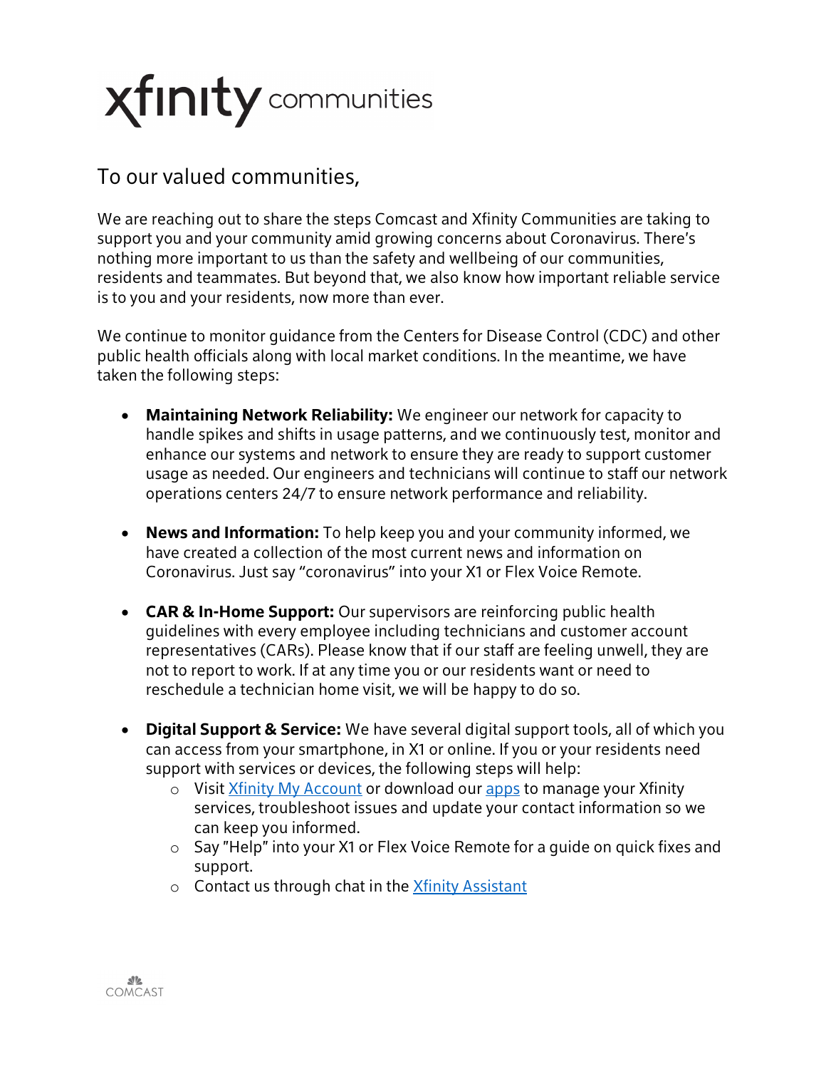xfinity communities

To our valued communities,

We are reaching out to share the steps Comcast and Xfinity Communities are taking to support you and your community amid growing concerns about Coronavirus. There's nothing more important to us than the safety and wellbeing of our communities, residents and teammates. But beyond that, we also know how important reliable service is to you and your residents, now more than ever.

We continue to monitor guidance from the Centers for Disease Control (CDC) and other public health officials along with local market conditions. In the meantime, we have taken the following steps:

- **Maintaining Network Reliability:** We engineer our network for capacity to handle spikes and shifts in usage patterns, and we continuously test, monitor and enhance our systems and network to ensure they are ready to support customer usage as needed. Our engineers and technicians will continue to staff our network operations centers 24/7 to ensure network performance and reliability.

- **News and Information:** To help keep you and your community informed, we have created a collection of the most current news and information on Coronavirus. Just say "coronavirus" into your X1 or Flex Voice Remote.

- **CAR & In-Home Support:** Our supervisors are reinforcing public health guidelines with every employee including technicians and customer account representatives (CARs). Please know that if our staff are feeling unwell, they are not to report to work. If at any time you or our residents want or need to reschedule a technician home visit, we will be happy to do so.

- **Digital Support & Service:** We have several digital support tools, all of which you can access from your smartphone, in X1 or online. If you or your residents need support with services or devices, the following steps will help:
  - Visit Xfinity My Account or download our apps to manage your Xfinity services, troubleshoot issues and update your contact information so we can keep you informed.
  - Say "Help" into your X1 or Flex Voice Remote for a guide on quick fixes and support.
  - Contact us through chat in the Xfinity Assistant

COMCAST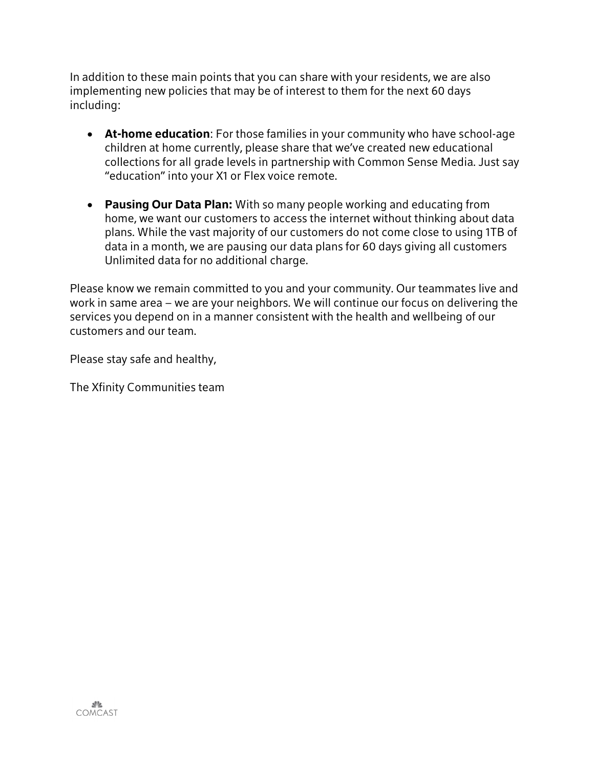In addition to these main points that you can share with your residents, we are also implementing new policies that may be of interest to them for the next 60 days including:

- **At-home education**: For those families in your community who have school-age children at home currently, please share that we've created new educational collections for all grade levels in partnership with Common Sense Media. Just say "education" into your X1 or Flex voice remote.

- **Pausing Our Data Plan:** With so many people working and educating from home, we want our customers to access the internet without thinking about data plans. While the vast majority of our customers do not come close to using 1TB of data in a month, we are pausing our data plans for 60 days giving all customers Unlimited data for no additional charge.

Please know we remain committed to you and your community. Our teammates live and work in same area – we are your neighbors. We will continue our focus on delivering the services you depend on in a manner consistent with the health and wellbeing of our customers and our team.

Please stay safe and healthy,

The Xfinity Communities team

COMCAST